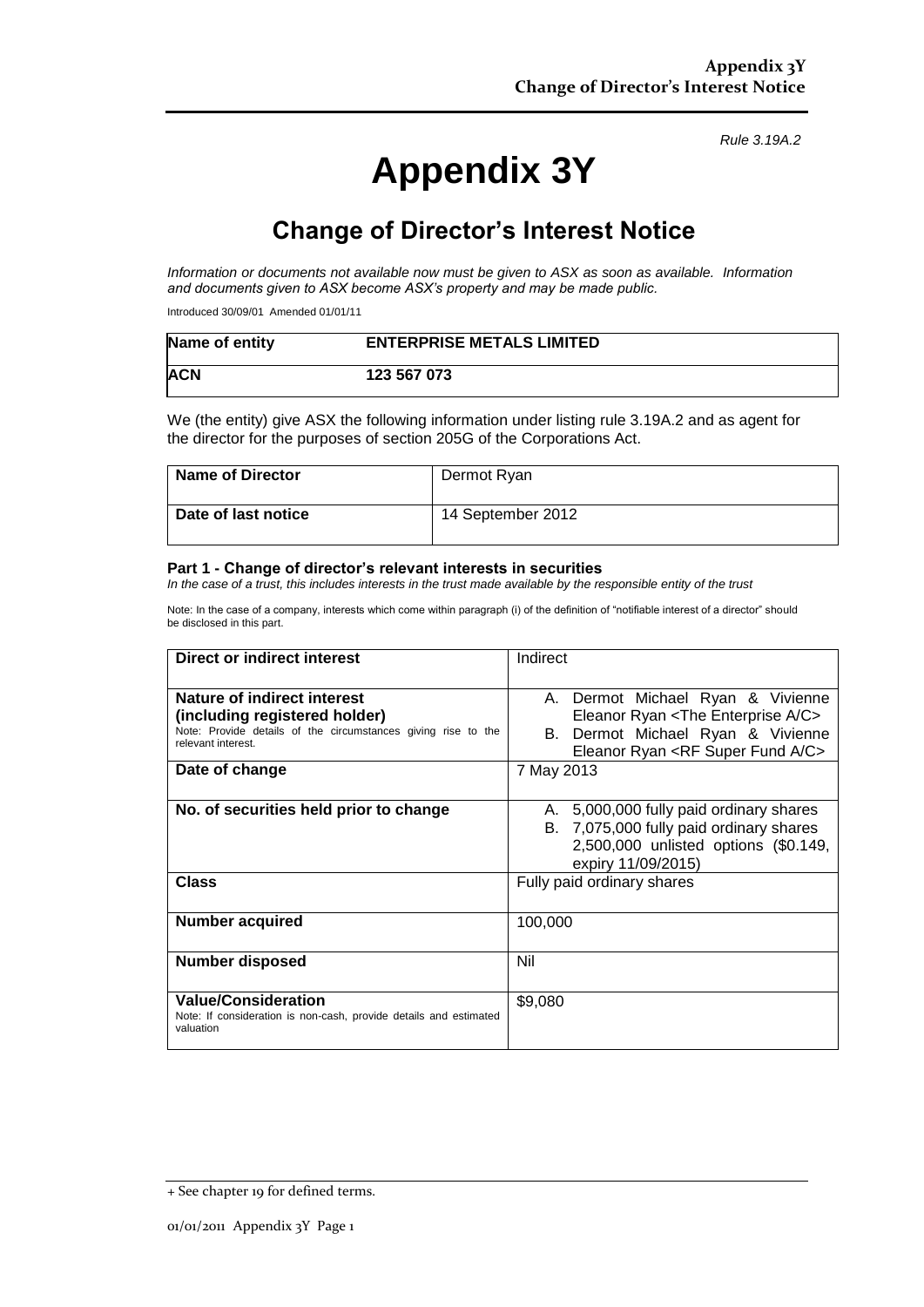*Rule 3.19A.2*

# Appendix 3Y

## Change of Director's Interest Notice

*Information or documents not available now must be given to ASX as soon as available. Information and documents given to ASX become ASX's property and may be made public.*

Introduced 30/09/01 Amended 01/01/11

| **Name of entity** | **ENTERPRISE METALS LIMITED** |
|---|---|
| **ACN** | **123 567 073** |

We (the entity) give ASX the following information under listing rule 3.19A.2 and as agent for the director for the purposes of section 205G of the Corporations Act.

| **Name of Director** | Dermot Ryan |
|---|---|
| **Date of last notice** | 14 September 2012 |

### Part 1 - Change of director's relevant interests in securities

*In the case of a trust, this includes interests in the trust made available by the responsible entity of the trust*

Note: In the case of a company, interests which come within paragraph (i) of the definition of "notifiable interest of a director" should be disclosed in this part.

| **Direct or indirect interest** | Indirect |
|---|---|
| **Nature of indirect interest (including registered holder)**<br>Note: Provide details of the circumstances giving rise to the relevant interest. | A. Dermot Michael Ryan & Vivienne Eleanor Ryan <The Enterprise A/C><br>B. Dermot Michael Ryan & Vivienne Eleanor Ryan <RF Super Fund A/C> |
| **Date of change** | 7 May 2013 |
| **No. of securities held prior to change** | A. 5,000,000 fully paid ordinary shares<br>B. 7,075,000 fully paid ordinary shares<br>2,500,000 unlisted options ($0.149, expiry 11/09/2015) |
| **Class** | Fully paid ordinary shares |
| **Number acquired** | 100,000 |
| **Number disposed** | Nil |
| **Value/Consideration**<br>Note: If consideration is non-cash, provide details and estimated valuation | $9,080 |

+ See chapter 19 for defined terms.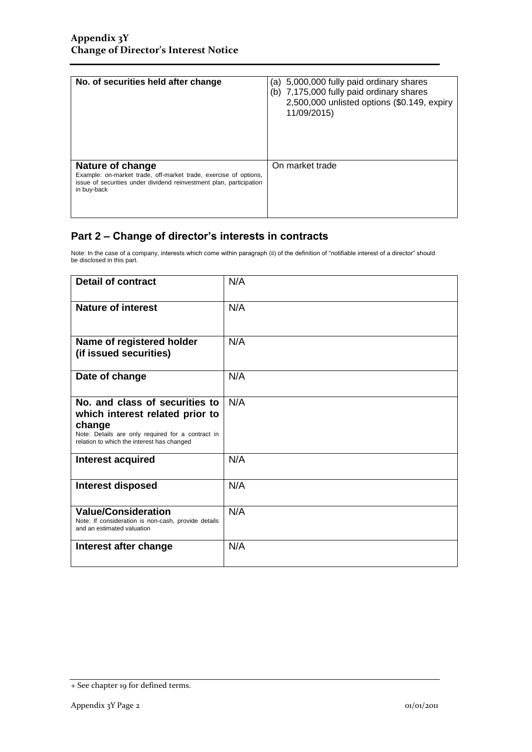| No. of securities held after change | (a) 5,000,000 fully paid ordinary shares<br>(b) 7,175,000 fully paid ordinary shares<br>2,500,000 unlisted options ($0.149, expiry 11/09/2015) |
|---|---|
| **Nature of change**<br>Example: on-market trade, off-market trade, exercise of options, issue of securities under dividend reinvestment plan, participation in buy-back | On market trade |

## Part 2 – Change of director's interests in contracts

Note: In the case of a company, interests which come within paragraph (ii) of the definition of "notifiable interest of a director" should be disclosed in this part.

| Detail of contract | N/A |
|---|---|
| **Nature of interest** | N/A |
| **Name of registered holder (if issued securities)** | N/A |
| **Date of change** | N/A |
| **No. and class of securities to which interest related prior to change**<br>Note: Details are only required for a contract in relation to which the interest has changed | N/A |
| **Interest acquired** | N/A |
| **Interest disposed** | N/A |
| **Value/Consideration**<br>Note: If consideration is non-cash, provide details and an estimated valuation | N/A |
| **Interest after change** | N/A |

+ See chapter 19 for defined terms.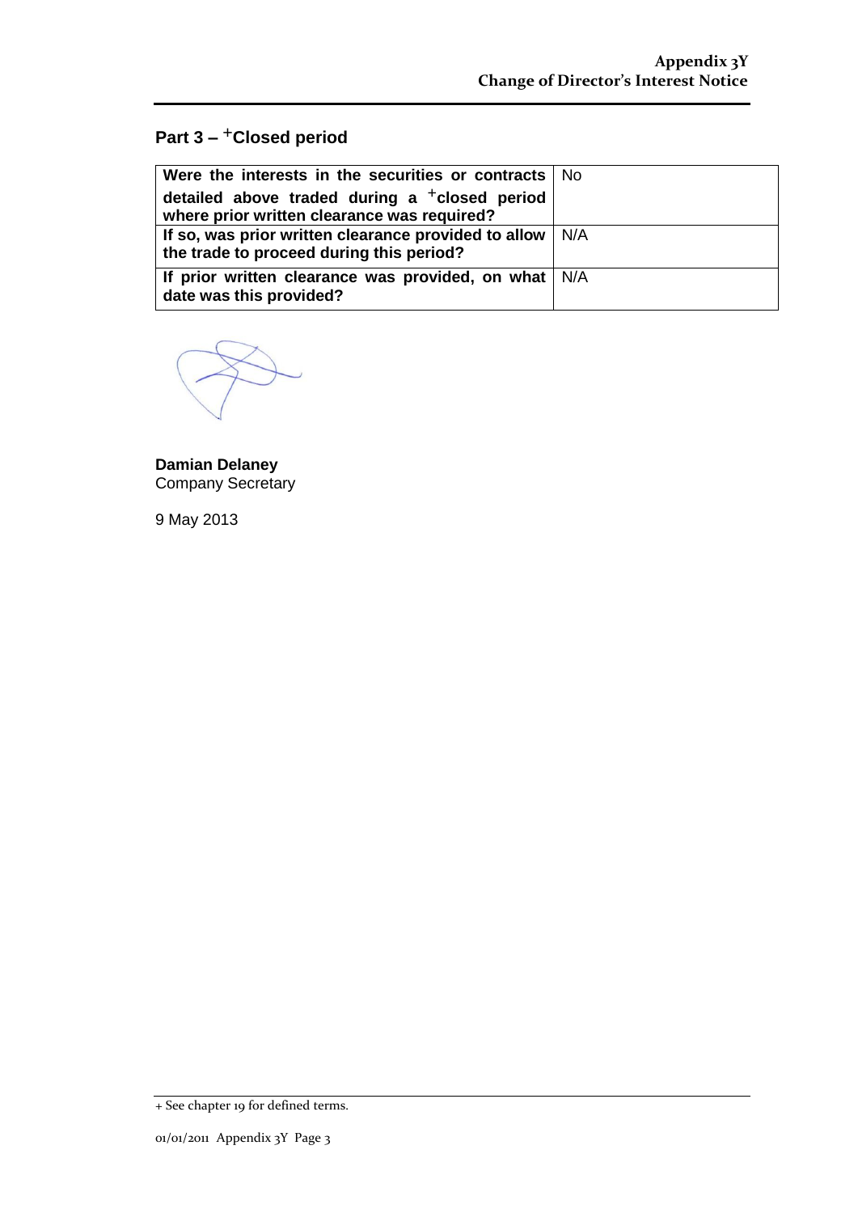## Part 3 – +Closed period

| | |
|---|---|
| **Were the interests in the securities or contracts detailed above traded during a +closed period where prior written clearance was required?** | No |
| **If so, was prior written clearance provided to allow the trade to proceed during this period?** | N/A |
| **If prior written clearance was provided, on what date was this provided?** | N/A |

**Damian Delaney**
Company Secretary

9 May 2013

+ See chapter 19 for defined terms.